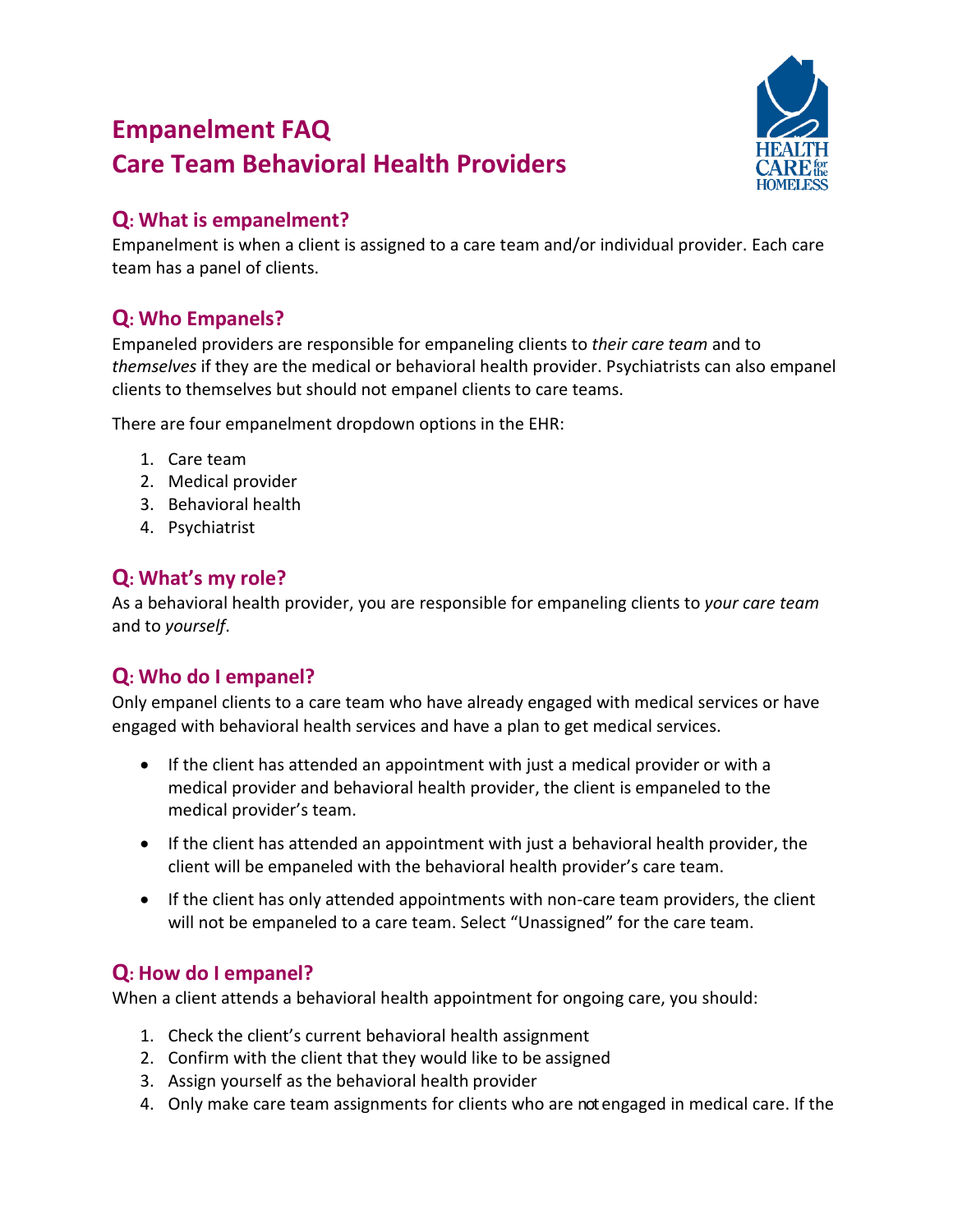# Empanelment FAQ
# Care Team Behavioral Health Providers

## Q: What is empanelment?

Empanelment is when a client is assigned to a care team and/or individual provider. Each care team has a panel of clients.

## Q: Who Empanels?

Empaneled providers are responsible for empaneling clients to *their care team* and to *themselves* if they are the medical or behavioral health provider. Psychiatrists can also empanel clients to themselves but should not empanel clients to care teams.

There are four empanelment dropdown options in the EHR:

1. Care team
2. Medical provider
3. Behavioral health
4. Psychiatrist

## Q: What's my role?

As a behavioral health provider, you are responsible for empaneling clients to *your care team* and to *yourself*.

## Q: Who do I empanel?

Only empanel clients to a care team who have already engaged with medical services or have engaged with behavioral health services and have a plan to get medical services.

- If the client has attended an appointment with just a medical provider or with a medical provider and behavioral health provider, the client is empaneled to the medical provider's team.
- If the client has attended an appointment with just a behavioral health provider, the client will be empaneled with the behavioral health provider's care team.
- If the client has only attended appointments with non-care team providers, the client will not be empaneled to a care team. Select "Unassigned" for the care team.

## Q: How do I empanel?

When a client attends a behavioral health appointment for ongoing care, you should:

1. Check the client's current behavioral health assignment
2. Confirm with the client that they would like to be assigned
3. Assign yourself as the behavioral health provider
4. Only make care team assignments for clients who are *not* engaged in medical care. If the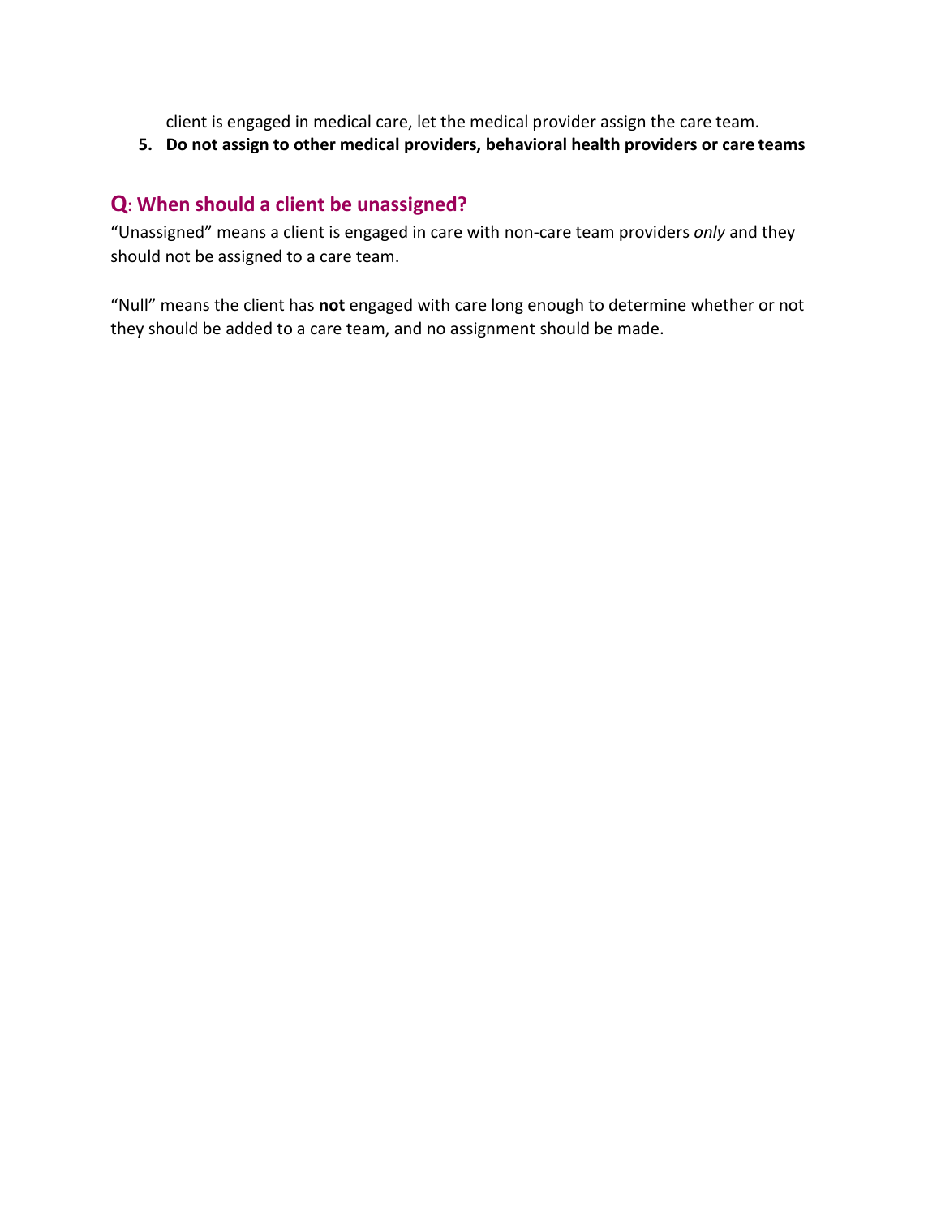client is engaged in medical care, let the medical provider assign the care team.

5. **Do not assign to other medical providers, behavioral health providers or care teams**

## Q: When should a client be unassigned?

"Unassigned" means a client is engaged in care with non-care team providers *only* and they should not be assigned to a care team.

"Null" means the client has **not** engaged with care long enough to determine whether or not they should be added to a care team, and no assignment should be made.